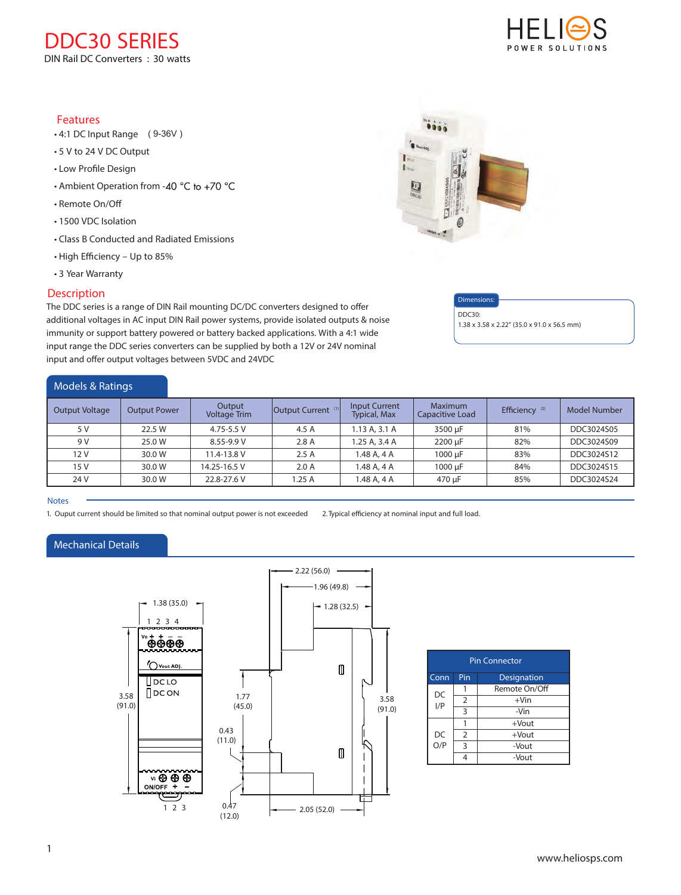# DDC30 SERIES

DIN Rail DC Converters : 30 watts

HELIOS POWER SOLUTIONS

## Features

- 4:1 DC Input Range (9-36V)
- 5 V to 24 V DC Output
- Low Profile Design
- Ambient Operation from -40 °C to +70 °C
- Remote On/Off
- 1500 VDC Isolation
- Class B Conducted and Radiated Emissions
- High Efficiency – Up to 85%
- 3 Year Warranty

## Description

The DDC series is a range of DIN Rail mounting DC/DC converters designed to offer additional voltages in AC input DIN Rail power systems, provide isolated outputs & noise immunity or support battery powered or battery backed applications. With a 4:1 wide input range the DDC series converters can be supplied by both a 12V or 24V nominal input and offer output voltages between 5VDC and 24VDC

**Dimensions:**

DDC30:
1.38 x 3.58 x 2.22" (35.0 x 91.0 x 56.5 mm)

## Models & Ratings

| Output Voltage | Output Power | Output Voltage Trim | Output Current [1] | Input Current Typical, Max | Maximum Capacitive Load | Efficiency [2] | Model Number |
|---|---|---|---|---|---|---|---|
| 5 V | 22.5 W | 4.75-5.5 V | 4.5 A | 1.13 A, 3.1 A | 3500 µF | 81% | DDC3024S05 |
| 9 V | 25.0 W | 8.55-9.9 V | 2.8 A | 1.25 A, 3.4 A | 2200 µF | 82% | DDC3024S09 |
| 12 V | 30.0 W | 11.4-13.8 V | 2.5 A | 1.48 A, 4 A | 1000 µF | 83% | DDC3024S12 |
| 15 V | 30.0 W | 14.25-16.5 V | 2.0 A | 1.48 A, 4 A | 1000 µF | 84% | DDC3024S15 |
| 24 V | 30.0 W | 22.8-27.6 V | 1.25 A | 1.48 A, 4 A | 470 µF | 85% | DDC3024S24 |

**Notes**

1. Ouput current should be limited so that nominal output power is not exceeded
2. Typical efficiency at nominal input and full load.

## Mechanical Details

Dimensions: 1.38 (35.0); 3.58 (91.0); 2.22 (56.0); 1.96 (49.8); 1.28 (32.5); 1.77 (45.0); 0.43 (11.0); 0.47 (12.0); 2.05 (52.0)

Front labels: 1 2 3 4 — Vo + + − −; Vout ADJ.; DC LO; DC ON; Vi; ON/OFF + −; 1 2 3

| Conn | Pin | Designation |
|---|---|---|
| DC I/P | 1 | Remote On/Off |
| | 2 | +Vin |
| | 3 | -Vin |
| DC O/P | 1 | +Vout |
| | 2 | +Vout |
| | 3 | -Vout |
| | 4 | -Vout |

www.heliosps.com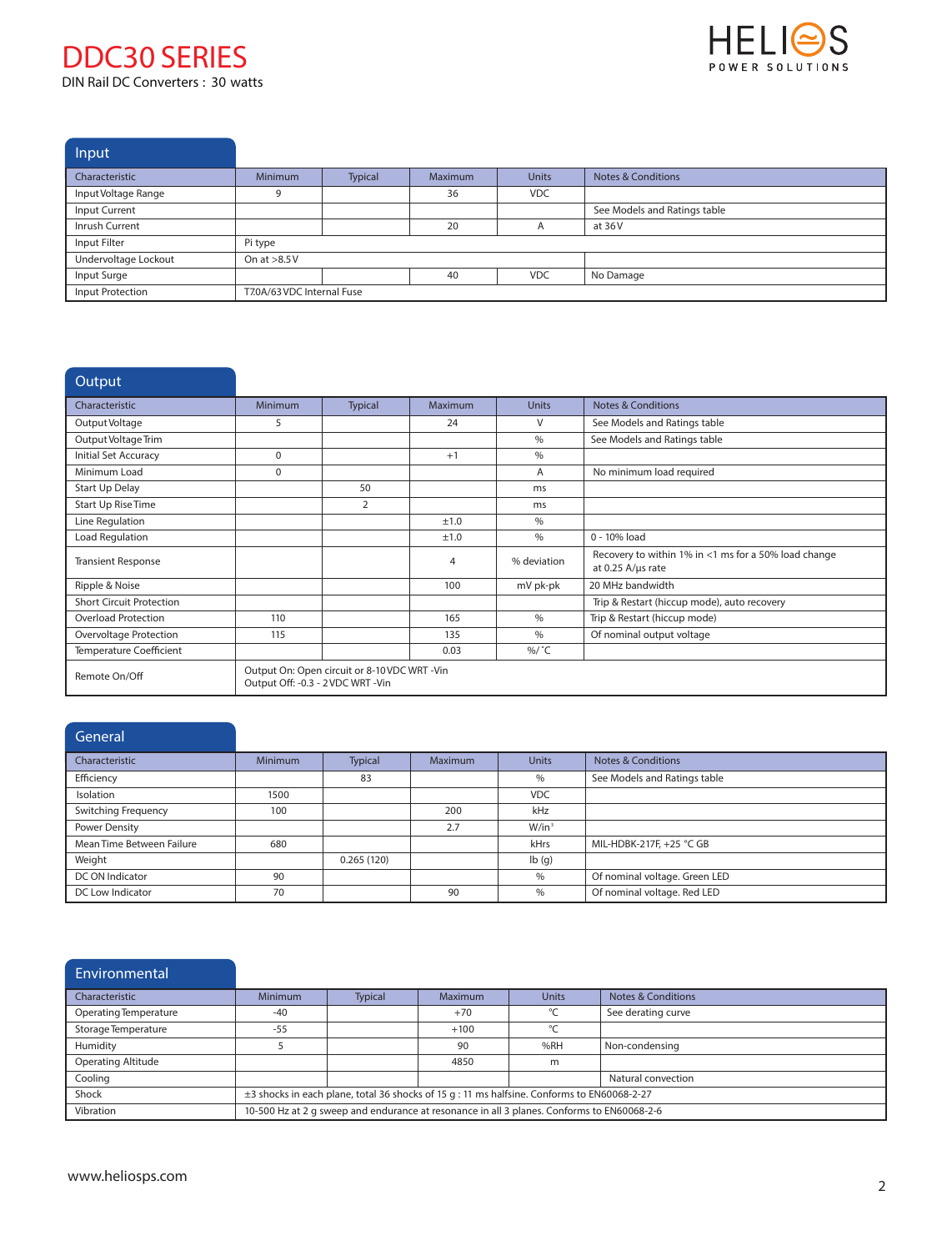# DDC30 SERIES

DIN Rail DC Converters : 30 watts

## Input

| Characteristic | Minimum | Typical | Maximum | Units | Notes & Conditions |
|---|---|---|---|---|---|
| Input Voltage Range | 9 | | 36 | VDC | |
| Input Current | | | | | See Models and Ratings table |
| Inrush Current | | | 20 | A | at 36 V |
| Input Filter | Pi type | | | | |
| Undervoltage Lockout | On at >8.5 V | | | | |
| Input Surge | | | 40 | VDC | No Damage |
| Input Protection | T7.0A/63 VDC Internal Fuse | | | | |

## Output

| Characteristic | Minimum | Typical | Maximum | Units | Notes & Conditions |
|---|---|---|---|---|---|
| Output Voltage | 5 | | 24 | V | See Models and Ratings table |
| Output Voltage Trim | | | | % | See Models and Ratings table |
| Initial Set Accuracy | 0 | | +1 | % | |
| Minimum Load | 0 | | | A | No minimum load required |
| Start Up Delay | | 50 | | ms | |
| Start Up Rise Time | | 2 | | ms | |
| Line Regulation | | | ±1.0 | % | |
| Load Regulation | | | ±1.0 | % | 0 - 10% load |
| Transient Response | | | 4 | % deviation | Recovery to within 1% in <1 ms for a 50% load change at 0.25 A/µs rate |
| Ripple & Noise | | | 100 | mV pk-pk | 20 MHz bandwidth |
| Short Circuit Protection | | | | | Trip & Restart (hiccup mode), auto recovery |
| Overload Protection | 110 | | 165 | % | Trip & Restart (hiccup mode) |
| Overvoltage Protection | 115 | | 135 | % | Of nominal output voltage |
| Temperature Coefficient | | | 0.03 | %/°C | |
| Remote On/Off | Output On: Open circuit or 8-10 VDC WRT -Vin<br>Output Off: -0.3 - 2 VDC WRT -Vin | | | | |

## General

| Characteristic | Minimum | Typical | Maximum | Units | Notes & Conditions |
|---|---|---|---|---|---|
| Efficiency | | 83 | | % | See Models and Ratings table |
| Isolation | 1500 | | | VDC | |
| Switching Frequency | 100 | | 200 | kHz | |
| Power Density | | | 2.7 | W/in³ | |
| Mean Time Between Failure | 680 | | | kHrs | MIL-HDBK-217F, +25 °C GB |
| Weight | | 0.265 (120) | | lb (g) | |
| DC ON Indicator | 90 | | | % | Of nominal voltage. Green LED |
| DC Low Indicator | 70 | | 90 | % | Of nominal voltage. Red LED |

## Environmental

| Characteristic | Minimum | Typical | Maximum | Units | Notes & Conditions |
|---|---|---|---|---|---|
| Operating Temperature | -40 | | +70 | °C | See derating curve |
| Storage Temperature | -55 | | +100 | °C | |
| Humidity | 5 | | 90 | %RH | Non-condensing |
| Operating Altitude | | | 4850 | m | |
| Cooling | | | | | Natural convection |
| Shock | ±3 shocks in each plane, total 36 shocks of 15 g : 11 ms halfsine. Conforms to EN60068-2-27 | | | | |
| Vibration | 10-500 Hz at 2 g sweep and endurance at resonance in all 3 planes. Conforms to EN60068-2-6 | | | | |

www.heliosps.com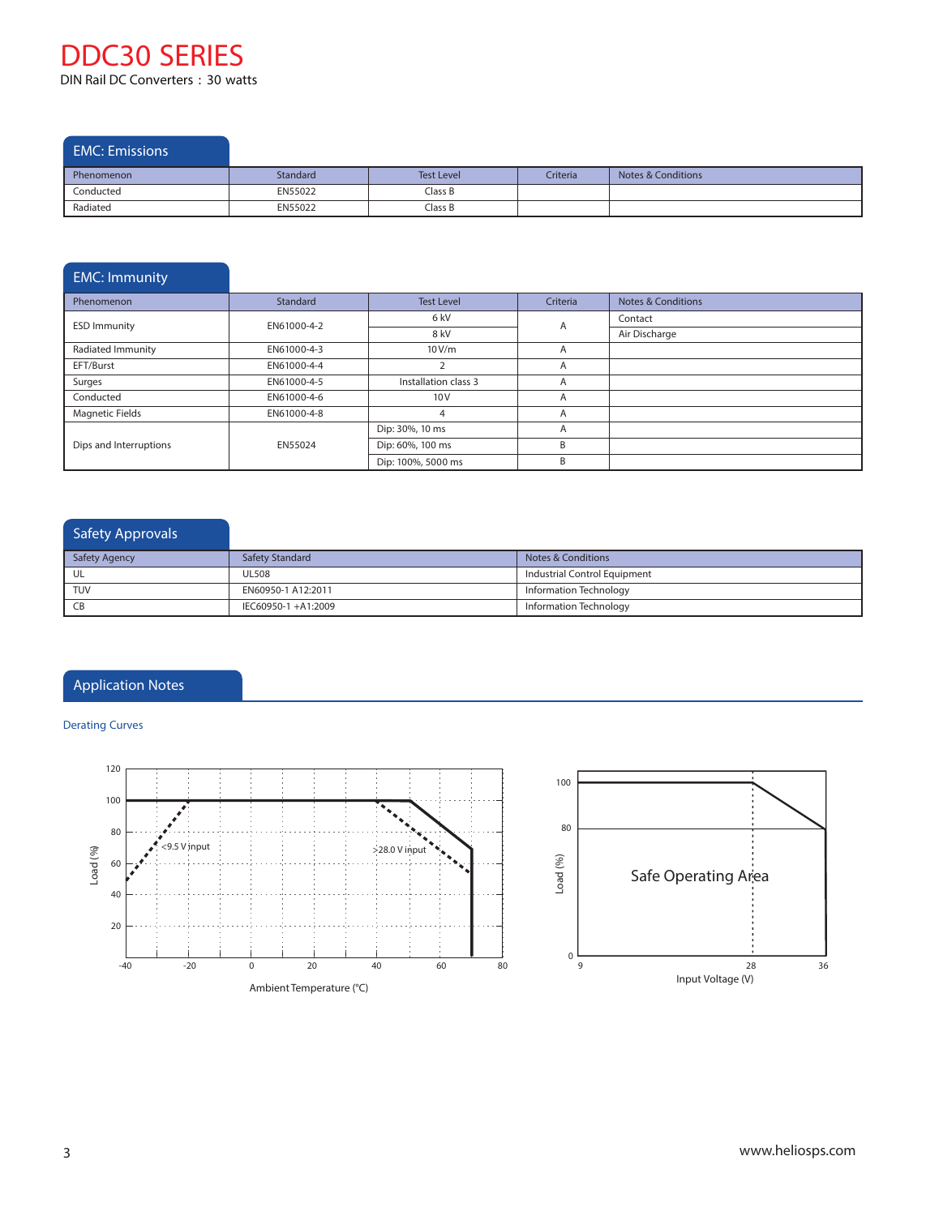# DDC30 SERIES

DIN Rail DC Converters : 30 watts

## EMC: Emissions

| Phenomenon | Standard | Test Level | Criteria | Notes & Conditions |
|---|---|---|---|---|
| Conducted | EN55022 | Class B | | |
| Radiated | EN55022 | Class B | | |

## EMC: Immunity

| Phenomenon | Standard | Test Level | Criteria | Notes & Conditions |
|---|---|---|---|---|
| ESD Immunity | EN61000-4-2 | 6 kV | A | Contact |
| | | 8 kV | | Air Discharge |
| Radiated Immunity | EN61000-4-3 | 10 V/m | A | |
| EFT/Burst | EN61000-4-4 | 2 | A | |
| Surges | EN61000-4-5 | Installation class 3 | A | |
| Conducted | EN61000-4-6 | 10 V | A | |
| Magnetic Fields | EN61000-4-8 | 4 | A | |
| Dips and Interruptions | EN55024 | Dip: 30%, 10 ms | A | |
| | | Dip: 60%, 100 ms | B | |
| | | Dip: 100%, 5000 ms | B | |

## Safety Approvals

| Safety Agency | Safety Standard | Notes & Conditions |
|---|---|---|
| UL | UL508 | Industrial Control Equipment |
| TUV | EN60950-1 A12:2011 | Information Technology |
| CB | IEC60950-1 +A1:2009 | Information Technology |

## Application Notes

### Derating Curves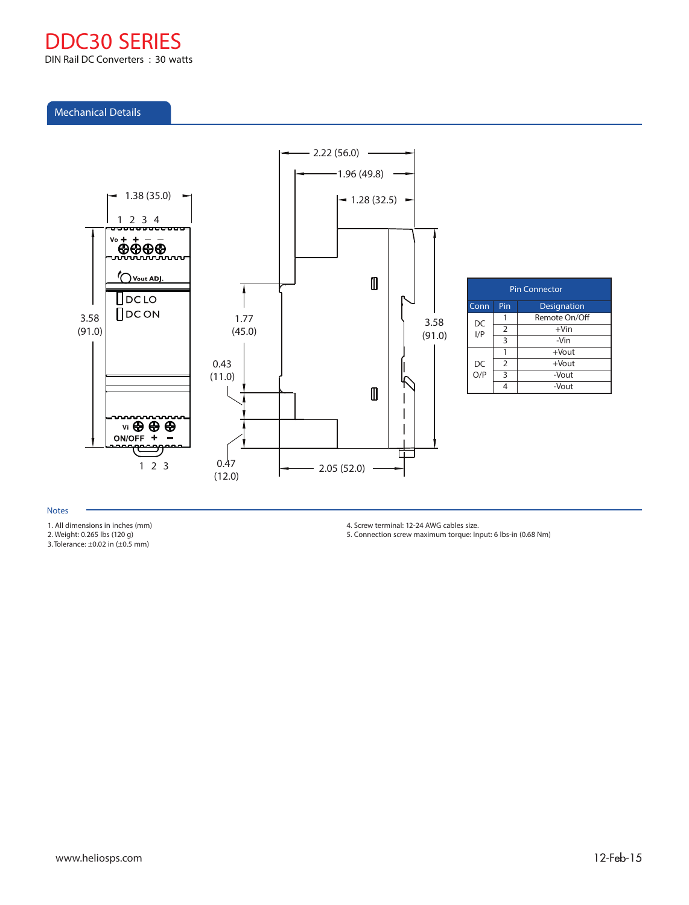# DDC30 SERIES

DIN Rail DC Converters : 30 watts

## Mechanical Details

1.38 (35.0)

1 2 3 4

Vo + + – –

Vout ADJ.

DC LO

DC ON

3.58 (91.0)

Vi ON/OFF + –

1 2 3

2.22 (56.0)

1.96 (49.8)

1.28 (32.5)

1.77 (45.0)

0.43 (11.0)

0.47 (12.0)

3.58 (91.0)

2.05 (52.0)

| Pin Connector | | |
|---|---|---|
| Conn | Pin | Designation |
| DC I/P | 1 | Remote On/Off |
| | 2 | +Vin |
| | 3 | -Vin |
| DC O/P | 1 | +Vout |
| | 2 | +Vout |
| | 3 | -Vout |
| | 4 | -Vout |

### Notes

1. All dimensions in inches (mm)
2. Weight: 0.265 lbs (120 g)
3. Tolerance: ±0.02 in (±0.5 mm)
4. Screw terminal: 12-24 AWG cables size.
5. Connection screw maximum torque: Input: 6 lbs-in (0.68 Nm)

www.heliosps.com

12-Feb-15